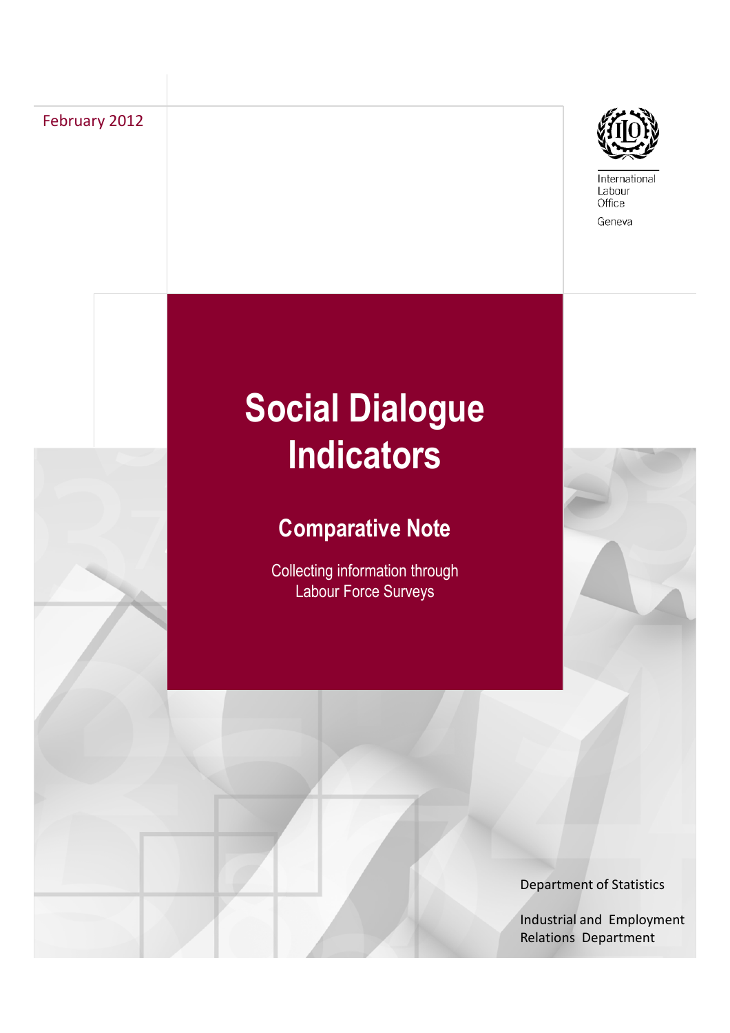February 2012

International Labour Office

Geneva

# Social Dialogue Indicators

## Comparative Note

Collecting information through Labour Force Surveys

Department of Statistics

Industrial and Employment Relations Department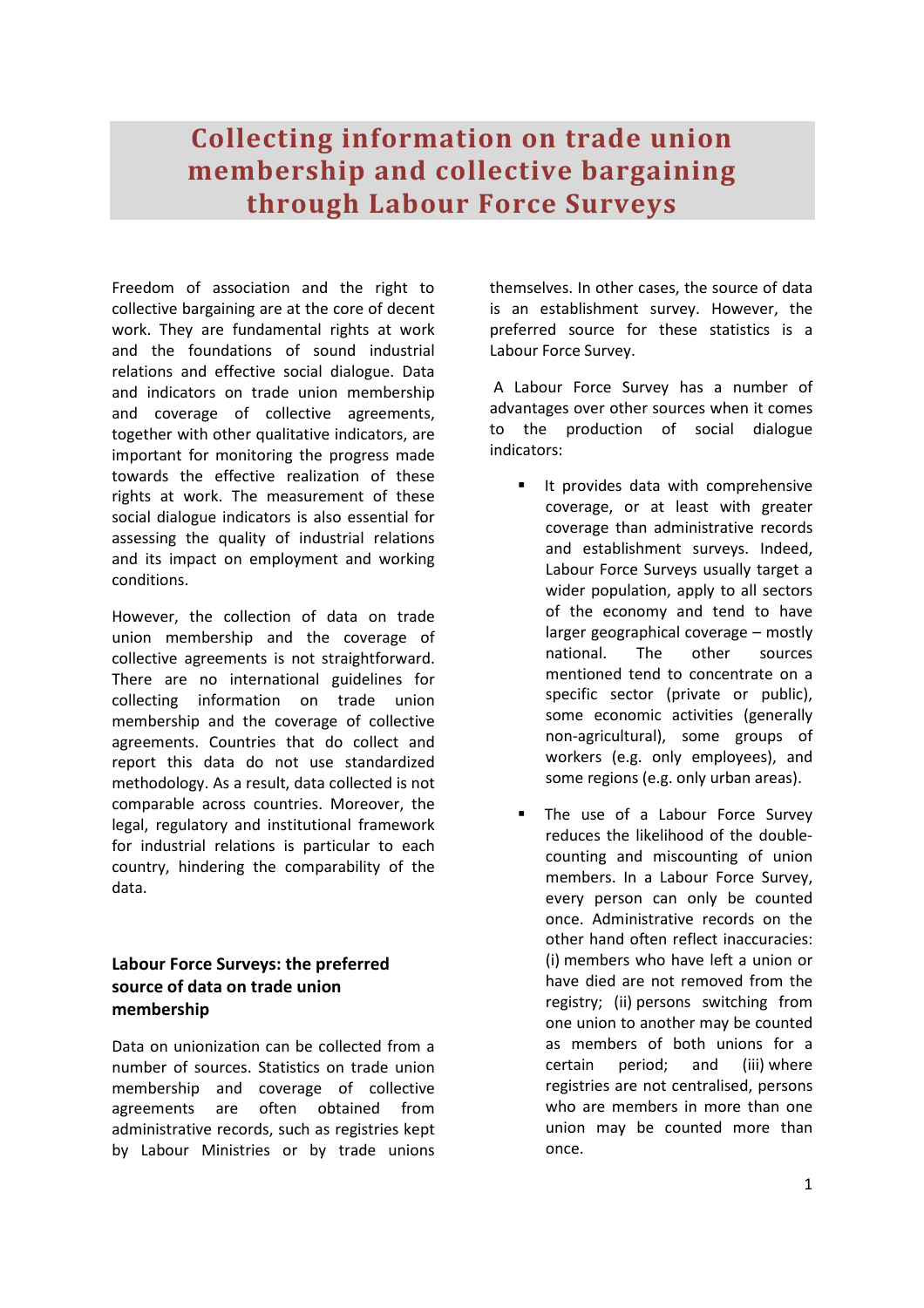# Collecting information on trade union membership and collective bargaining through Labour Force Surveys

Freedom of association and the right to collective bargaining are at the core of decent work. They are fundamental rights at work and the foundations of sound industrial relations and effective social dialogue. Data and indicators on trade union membership and coverage of collective agreements, together with other qualitative indicators, are important for monitoring the progress made towards the effective realization of these rights at work. The measurement of these social dialogue indicators is also essential for assessing the quality of industrial relations and its impact on employment and working conditions.

However, the collection of data on trade union membership and the coverage of collective agreements is not straightforward. There are no international guidelines for collecting information on trade union membership and the coverage of collective agreements. Countries that do collect and report this data do not use standardized methodology. As a result, data collected is not comparable across countries. Moreover, the legal, regulatory and institutional framework for industrial relations is particular to each country, hindering the comparability of the data.

## Labour Force Surveys: the preferred source of data on trade union membership

Data on unionization can be collected from a number of sources. Statistics on trade union membership and coverage of collective agreements are often obtained from administrative records, such as registries kept by Labour Ministries or by trade unions themselves. In other cases, the source of data is an establishment survey. However, the preferred source for these statistics is a Labour Force Survey.

A Labour Force Survey has a number of advantages over other sources when it comes to the production of social dialogue indicators:

- It provides data with comprehensive coverage, or at least with greater coverage than administrative records and establishment surveys. Indeed, Labour Force Surveys usually target a wider population, apply to all sectors of the economy and tend to have larger geographical coverage – mostly national. The other sources mentioned tend to concentrate on a specific sector (private or public), some economic activities (generally non-agricultural), some groups of workers (e.g. only employees), and some regions (e.g. only urban areas).
- The use of a Labour Force Survey reduces the likelihood of the double-counting and miscounting of union members. In a Labour Force Survey, every person can only be counted once. Administrative records on the other hand often reflect inaccuracies: (i) members who have left a union or have died are not removed from the registry; (ii) persons switching from one union to another may be counted as members of both unions for a certain period; and (iii) where registries are not centralised, persons who are members in more than one union may be counted more than once.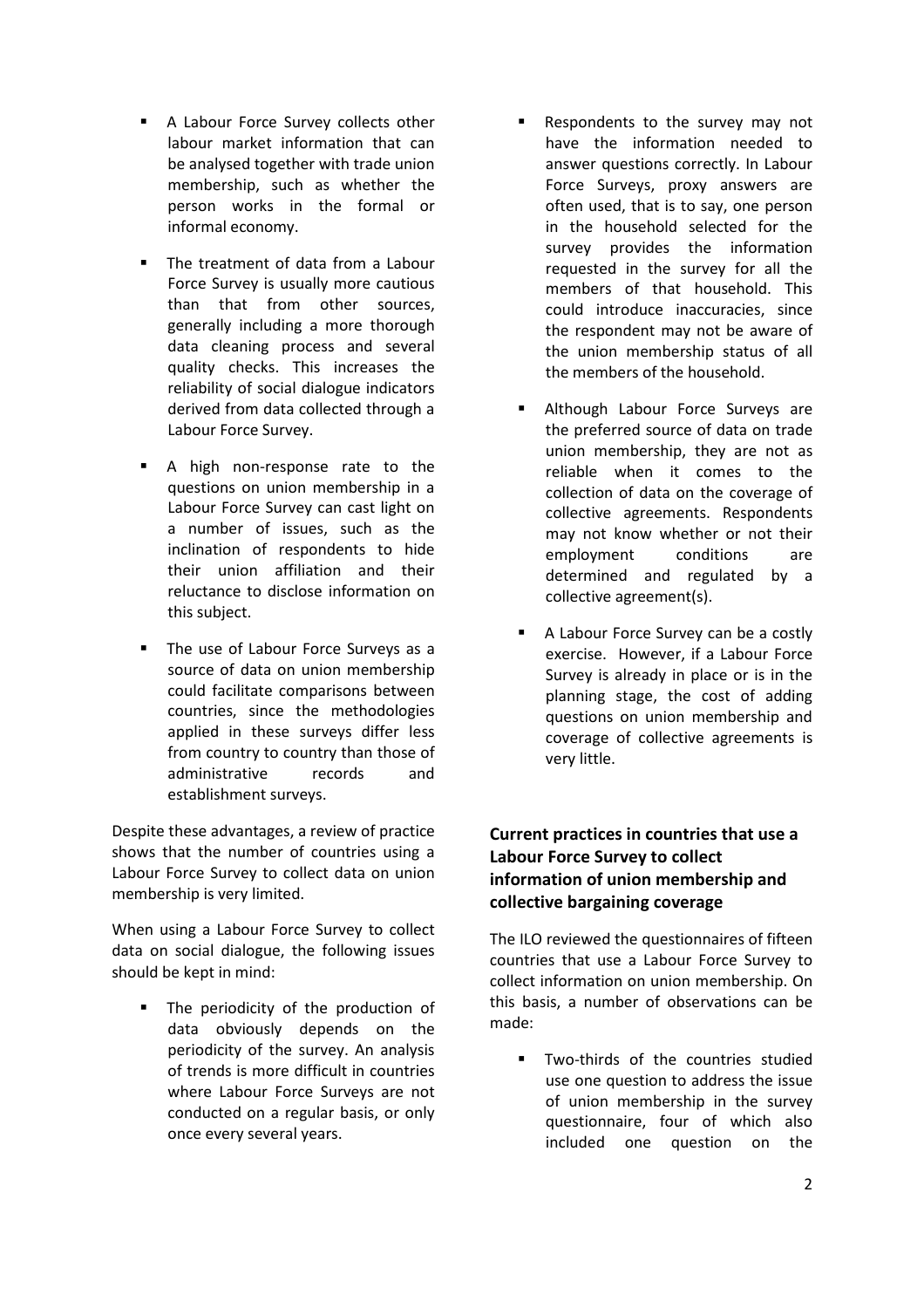- A Labour Force Survey collects other labour market information that can be analysed together with trade union membership, such as whether the person works in the formal or informal economy.
- The treatment of data from a Labour Force Survey is usually more cautious than that from other sources, generally including a more thorough data cleaning process and several quality checks. This increases the reliability of social dialogue indicators derived from data collected through a Labour Force Survey.
- A high non-response rate to the questions on union membership in a Labour Force Survey can cast light on a number of issues, such as the inclination of respondents to hide their union affiliation and their reluctance to disclose information on this subject.
- The use of Labour Force Surveys as a source of data on union membership could facilitate comparisons between countries, since the methodologies applied in these surveys differ less from country to country than those of administrative records and establishment surveys.

Despite these advantages, a review of practice shows that the number of countries using a Labour Force Survey to collect data on union membership is very limited.

When using a Labour Force Survey to collect data on social dialogue, the following issues should be kept in mind:

- The periodicity of the production of data obviously depends on the periodicity of the survey. An analysis of trends is more difficult in countries where Labour Force Surveys are not conducted on a regular basis, or only once every several years.
- Respondents to the survey may not have the information needed to answer questions correctly. In Labour Force Surveys, proxy answers are often used, that is to say, one person in the household selected for the survey provides the information requested in the survey for all the members of that household. This could introduce inaccuracies, since the respondent may not be aware of the union membership status of all the members of the household.
- Although Labour Force Surveys are the preferred source of data on trade union membership, they are not as reliable when it comes to the collection of data on the coverage of collective agreements. Respondents may not know whether or not their employment conditions are determined and regulated by a collective agreement(s).
- A Labour Force Survey can be a costly exercise. However, if a Labour Force Survey is already in place or is in the planning stage, the cost of adding questions on union membership and coverage of collective agreements is very little.

**Current practices in countries that use a Labour Force Survey to collect information of union membership and collective bargaining coverage**

The ILO reviewed the questionnaires of fifteen countries that use a Labour Force Survey to collect information on union membership. On this basis, a number of observations can be made:

- Two-thirds of the countries studied use one question to address the issue of union membership in the survey questionnaire, four of which also included one question on the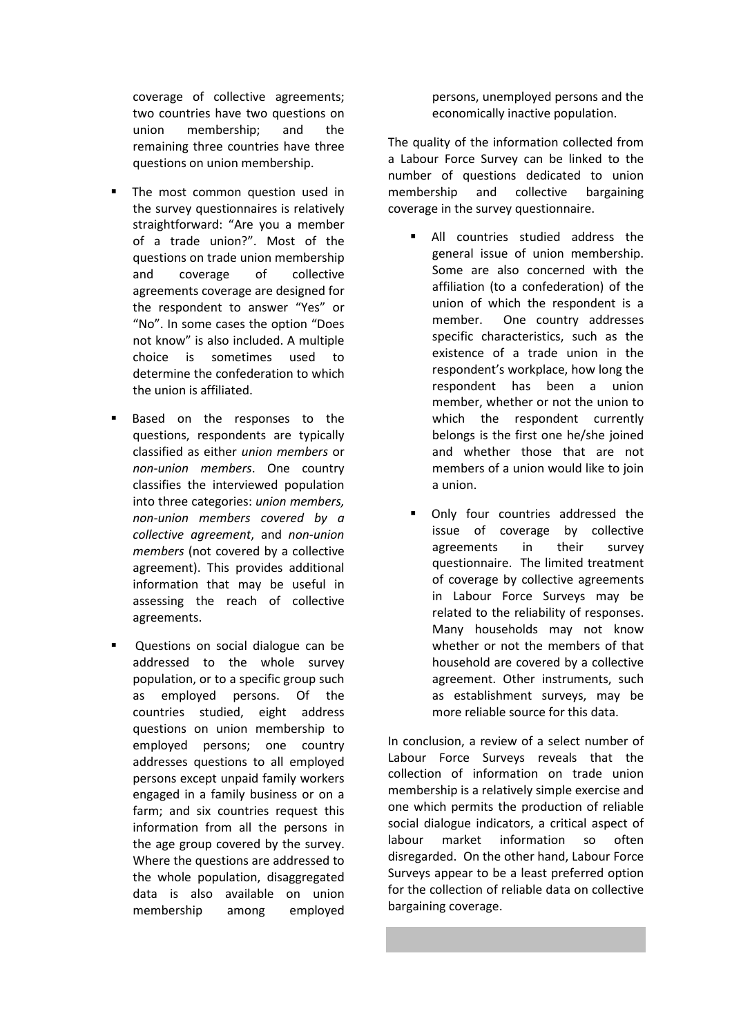coverage of collective agreements; two countries have two questions on union membership; and the remaining three countries have three questions on union membership.

- The most common question used in the survey questionnaires is relatively straightforward: "Are you a member of a trade union?". Most of the questions on trade union membership and coverage of collective agreements coverage are designed for the respondent to answer "Yes" or "No". In some cases the option "Does not know" is also included. A multiple choice is sometimes used to determine the confederation to which the union is affiliated.

- Based on the responses to the questions, respondents are typically classified as either *union members* or *non-union members*. One country classifies the interviewed population into three categories: *union members, non-union members covered by a collective agreement*, and *non-union members* (not covered by a collective agreement). This provides additional information that may be useful in assessing the reach of collective agreements.

- Questions on social dialogue can be addressed to the whole survey population, or to a specific group such as employed persons. Of the countries studied, eight address questions on union membership to employed persons; one country addresses questions to all employed persons except unpaid family workers engaged in a family business or on a farm; and six countries request this information from all the persons in the age group covered by the survey. Where the questions are addressed to the whole population, disaggregated data is also available on union membership among employed persons, unemployed persons and the economically inactive population.

The quality of the information collected from a Labour Force Survey can be linked to the number of questions dedicated to union membership and collective bargaining coverage in the survey questionnaire.

- All countries studied address the general issue of union membership. Some are also concerned with the affiliation (to a confederation) of the union of which the respondent is a member. One country addresses specific characteristics, such as the existence of a trade union in the respondent's workplace, how long the respondent has been a union member, whether or not the union to which the respondent currently belongs is the first one he/she joined and whether those that are not members of a union would like to join a union.

- Only four countries addressed the issue of coverage by collective agreements in their survey questionnaire. The limited treatment of coverage by collective agreements in Labour Force Surveys may be related to the reliability of responses. Many households may not know whether or not the members of that household are covered by a collective agreement. Other instruments, such as establishment surveys, may be more reliable source for this data.

In conclusion, a review of a select number of Labour Force Surveys reveals that the collection of information on trade union membership is a relatively simple exercise and one which permits the production of reliable social dialogue indicators, a critical aspect of labour market information so often disregarded. On the other hand, Labour Force Surveys appear to be a least preferred option for the collection of reliable data on collective bargaining coverage.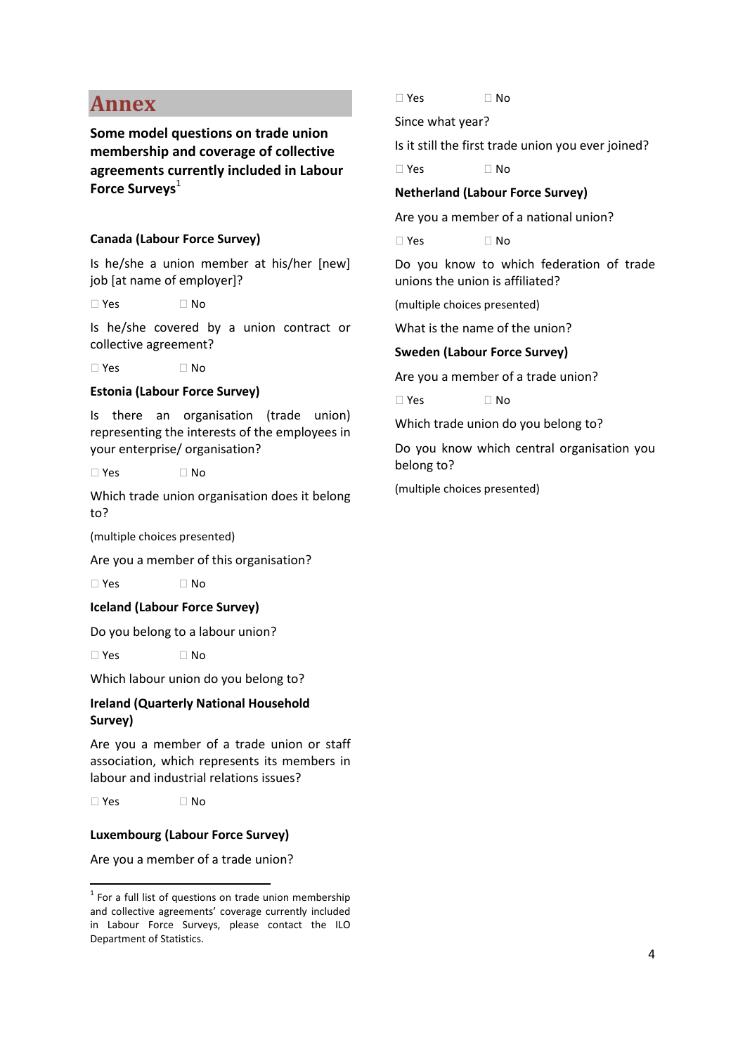# Annex

**Some model questions on trade union membership and coverage of collective agreements currently included in Labour Force Surveys**[1]

**Canada (Labour Force Survey)**

Is he/she a union member at his/her [new] job [at name of employer]?

☐ Yes ☐ No

Is he/she covered by a union contract or collective agreement?

☐ Yes ☐ No

**Estonia (Labour Force Survey)**

Is there an organisation (trade union) representing the interests of the employees in your enterprise/ organisation?

☐ Yes ☐ No

Which trade union organisation does it belong to?

(multiple choices presented)

Are you a member of this organisation?

☐ Yes ☐ No

**Iceland (Labour Force Survey)**

Do you belong to a labour union?

☐ Yes ☐ No

Which labour union do you belong to?

**Ireland (Quarterly National Household Survey)**

Are you a member of a trade union or staff association, which represents its members in labour and industrial relations issues?

☐ Yes ☐ No

**Luxembourg (Labour Force Survey)**

Are you a member of a trade union?

☐ Yes ☐ No

Since what year?

Is it still the first trade union you ever joined?

☐ Yes ☐ No

**Netherland (Labour Force Survey)**

Are you a member of a national union?

☐ Yes ☐ No

Do you know to which federation of trade unions the union is affiliated?

(multiple choices presented)

What is the name of the union?

**Sweden (Labour Force Survey)**

Are you a member of a trade union?

☐ Yes ☐ No

Which trade union do you belong to?

Do you know which central organisation you belong to?

(multiple choices presented)

---

[1] For a full list of questions on trade union membership and collective agreements' coverage currently included in Labour Force Surveys, please contact the ILO Department of Statistics.